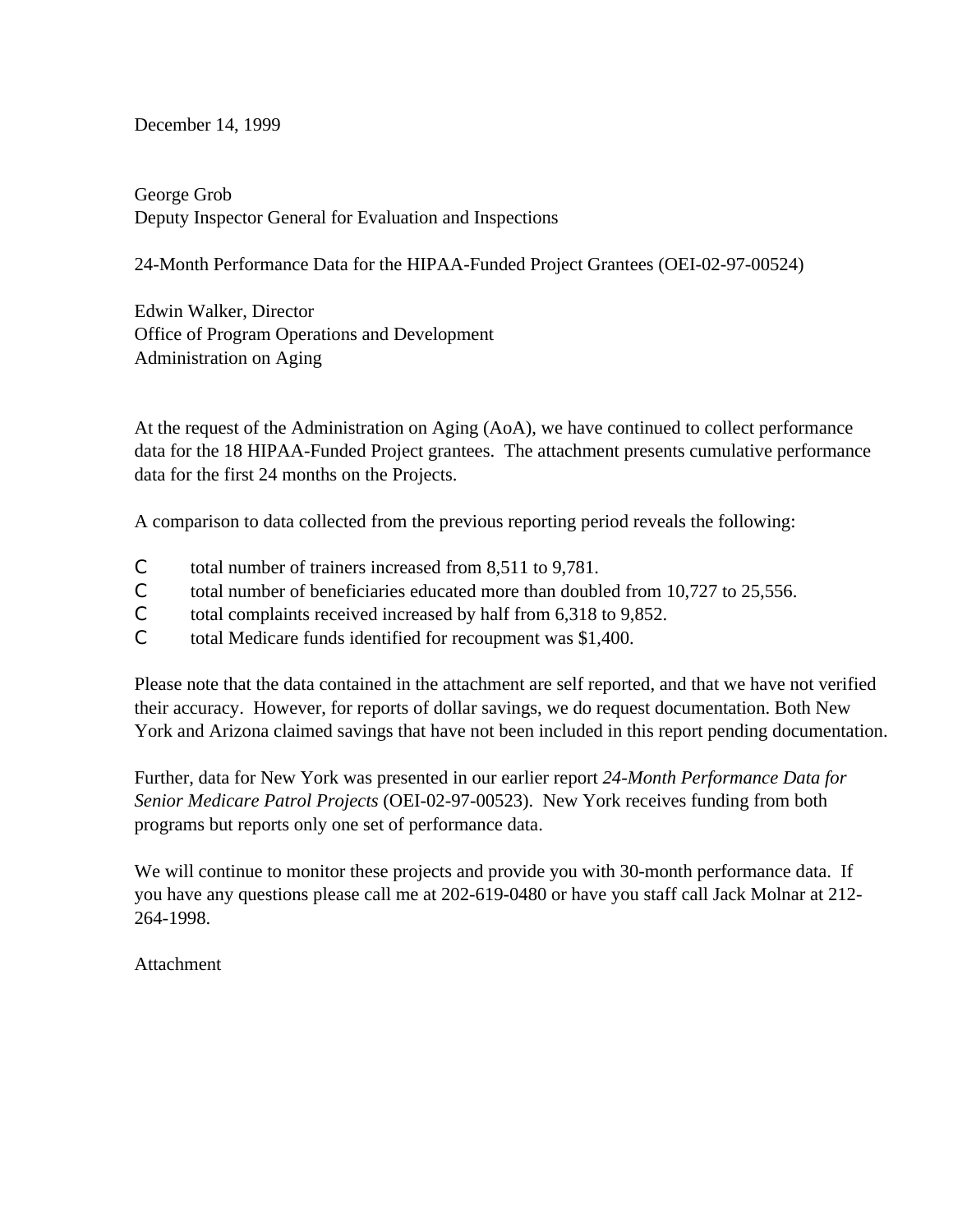December 14, 1999

George Grob
Deputy Inspector General for Evaluation and Inspections

24-Month Performance Data for the HIPAA-Funded Project Grantees (OEI-02-97-00524)

Edwin Walker, Director
Office of Program Operations and Development
Administration on Aging

At the request of the Administration on Aging (AoA), we have continued to collect performance data for the 18 HIPAA-Funded Project grantees. The attachment presents cumulative performance data for the first 24 months on the Projects.

A comparison to data collected from the previous reporting period reveals the following:

- total number of trainers increased from 8,511 to 9,781.
- total number of beneficiaries educated more than doubled from 10,727 to 25,556.
- total complaints received increased by half from 6,318 to 9,852.
- total Medicare funds identified for recoupment was $1,400.

Please note that the data contained in the attachment are self reported, and that we have not verified their accuracy. However, for reports of dollar savings, we do request documentation. Both New York and Arizona claimed savings that have not been included in this report pending documentation.

Further, data for New York was presented in our earlier report *24-Month Performance Data for Senior Medicare Patrol Projects* (OEI-02-97-00523). New York receives funding from both programs but reports only one set of performance data.

We will continue to monitor these projects and provide you with 30-month performance data. If you have any questions please call me at 202-619-0480 or have you staff call Jack Molnar at 212-264-1998.

Attachment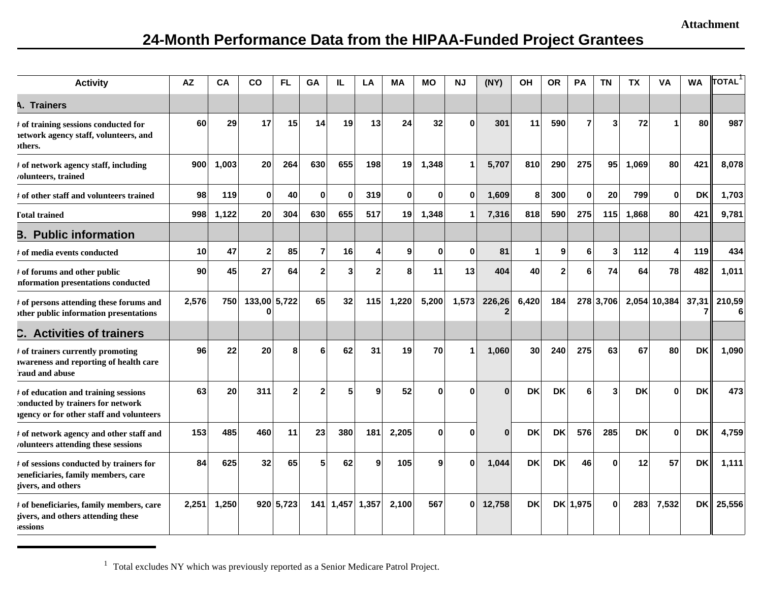Attachment

# 24-Month Performance Data from the HIPAA-Funded Project Grantees

| Activity | AZ | CA | CO | FL | GA | IL | LA | MA | MO | NJ | (NY) | OH | OR | PA | TN | TX | VA | WA | TOTAL[1] |
|---|---|---|---|---|---|---|---|---|---|---|---|---|---|---|---|---|---|---|---|
| **A. Trainers** | | | | | | | | | | | | | | | | | | | |
| # of training sessions conducted for network agency staff, volunteers, and others. | 60 | 29 | 17 | 15 | 14 | 19 | 13 | 24 | 32 | 0 | 301 | 11 | 590 | 7 | 3 | 72 | 1 | 80 | 987 |
| # of network agency staff, including volunteers, trained | 900 | 1,003 | 20 | 264 | 630 | 655 | 198 | 19 | 1,348 | 1 | 5,707 | 810 | 290 | 275 | 95 | 1,069 | 80 | 421 | 8,078 |
| # of other staff and volunteers trained | 98 | 119 | 0 | 40 | 0 | 0 | 319 | 0 | 0 | 0 | 1,609 | 8 | 300 | 0 | 20 | 799 | 0 | DK | 1,703 |
| Total trained | 998 | 1,122 | 20 | 304 | 630 | 655 | 517 | 19 | 1,348 | 1 | 7,316 | 818 | 590 | 275 | 115 | 1,868 | 80 | 421 | 9,781 |
| **B. Public information** | | | | | | | | | | | | | | | | | | | |
| # of media events conducted | 10 | 47 | 2 | 85 | 7 | 16 | 4 | 9 | 0 | 0 | 81 | 1 | 9 | 6 | 3 | 112 | 4 | 119 | 434 |
| # of forums and other public information presentations conducted | 90 | 45 | 27 | 64 | 2 | 3 | 2 | 8 | 11 | 13 | 404 | 40 | 2 | 6 | 74 | 64 | 78 | 482 | 1,011 |
| # of persons attending these forums and other public information presentations | 2,576 | 750 | 133,000 | 5,722 | 65 | 32 | 115 | 1,220 | 5,200 | 1,573 | 226,262 | 6,420 | 184 | 278 | 3,706 | 2,054 | 10,384 | 37,317 | 210,596 |
| **C. Activities of trainers** | | | | | | | | | | | | | | | | | | | |
| # of trainers currently promoting awareness and reporting of health care fraud and abuse | 96 | 22 | 20 | 8 | 6 | 62 | 31 | 19 | 70 | 1 | 1,060 | 30 | 240 | 275 | 63 | 67 | 80 | DK | 1,090 |
| # of education and training sessions conducted by trainers for network agency or for other staff and volunteers | 63 | 20 | 311 | 2 | 2 | 5 | 9 | 52 | 0 | 0 | 0 | DK | DK | 6 | 3 | DK | 0 | DK | 473 |
| # of network agency and other staff and volunteers attending these sessions | 153 | 485 | 460 | 11 | 23 | 380 | 181 | 2,205 | 0 | 0 | 0 | DK | DK | 576 | 285 | DK | 0 | DK | 4,759 |
| # of sessions conducted by trainers for beneficiaries, family members, care givers, and others | 84 | 625 | 32 | 65 | 5 | 62 | 9 | 105 | 9 | 0 | 1,044 | DK | DK | 46 | 0 | 12 | 57 | DK | 1,111 |
| # of beneficiaries, family members, care givers, and others attending these sessions | 2,251 | 1,250 | 920 | 5,723 | 141 | 1,457 | 1,357 | 2,100 | 567 | 0 | 12,758 | DK | DK | 1,975 | 0 | 283 | 7,532 | DK | 25,556 |

[1] Total excludes NY which was previously reported as a Senior Medicare Patrol Project.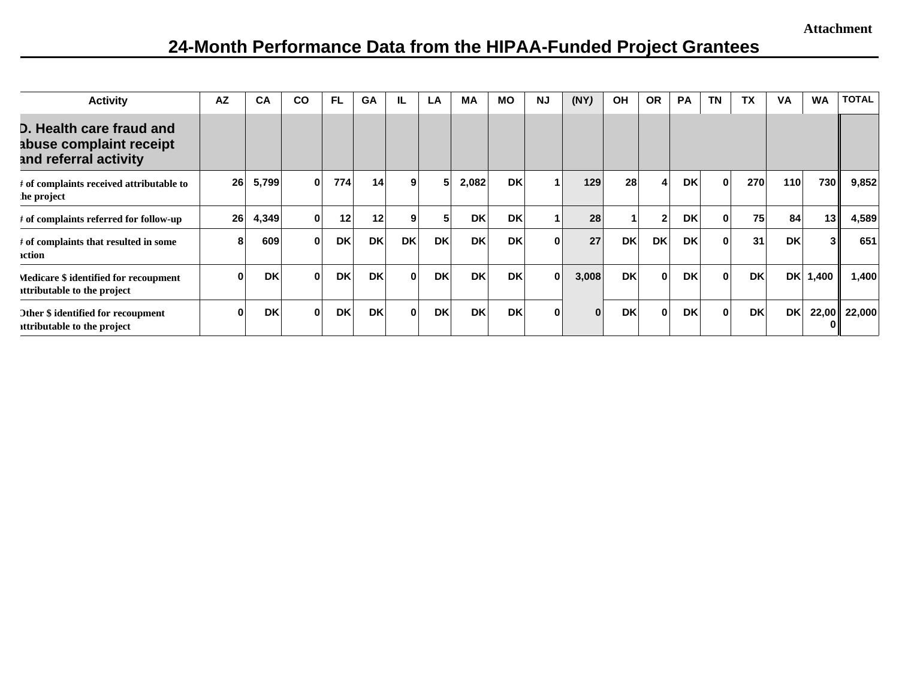Attachment

# 24-Month Performance Data from the HIPAA-Funded Project Grantees

| Activity | AZ | CA | CO | FL | GA | IL | LA | MA | MO | NJ | (NY) | OH | OR | PA | TN | TX | VA | WA | TOTAL |
|---|---|---|---|---|---|---|---|---|---|---|---|---|---|---|---|---|---|---|---|
| **D. Health care fraud and abuse complaint receipt and referral activity** | | | | | | | | | | | | | | | | | | | |
| # of complaints received attributable to the project | 26 | 5,799 | 0 | 774 | 14 | 9 | 5 | 2,082 | DK | 1 | 129 | 28 | 4 | DK | 0 | 270 | 110 | 730 | 9,852 |
| # of complaints referred for follow-up | 26 | 4,349 | 0 | 12 | 12 | 9 | 5 | DK | DK | 1 | 28 | 1 | 2 | DK | 0 | 75 | 84 | 13 | 4,589 |
| # of complaints that resulted in some action | 8 | 609 | 0 | DK | DK | DK | DK | DK | DK | 0 | 27 | DK | DK | DK | 0 | 31 | DK | 3 | 651 |
| Medicare $ identified for recoupment attributable to the project | 0 | DK | 0 | DK | DK | 0 | DK | DK | DK | 0 | 3,008 | DK | 0 | DK | 0 | DK | DK | 1,400 | 1,400 |
| Other $ identified for recoupment attributable to the project | 0 | DK | 0 | DK | DK | 0 | DK | DK | DK | 0 | 0 | DK | 0 | DK | 0 | DK | DK | 22,000 | 22,000 |